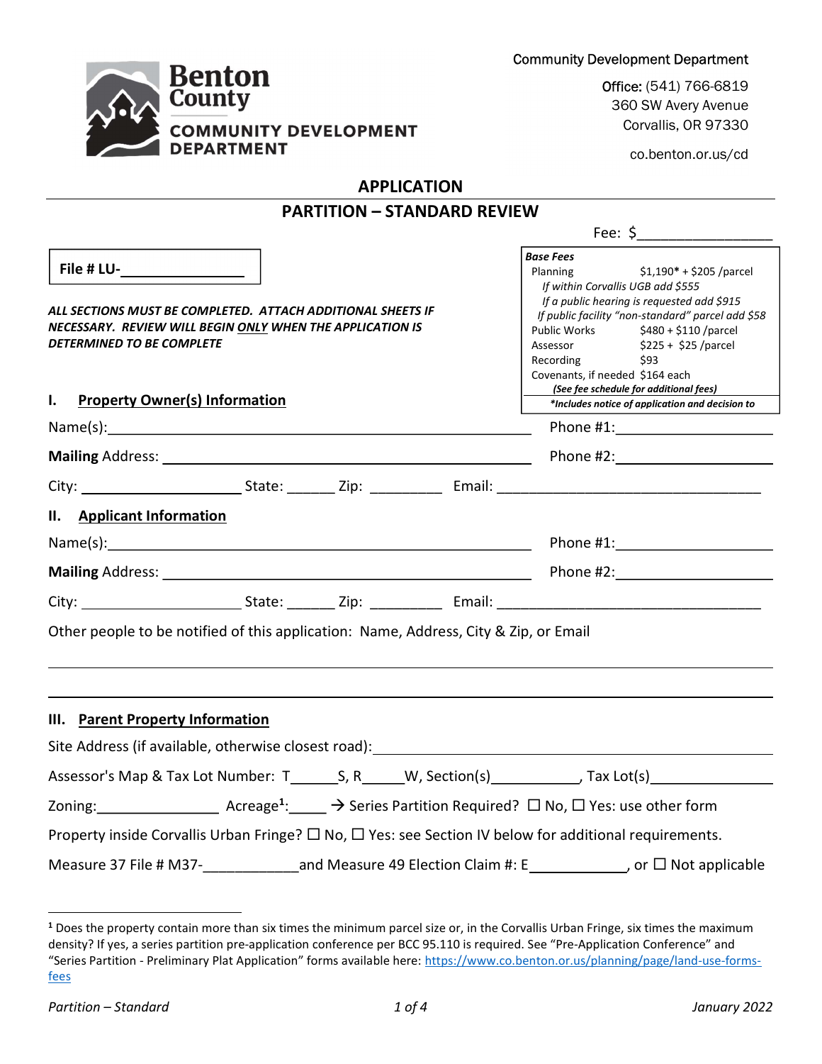**Benton County**
**COMMUNITY DEVELOPMENT DEPARTMENT**

Community Development Department

Office: (541) 766-6819
360 SW Avery Avenue
Corvallis, OR 97330

co.benton.or.us/cd

# APPLICATION

## PARTITION – STANDARD REVIEW

Fee: $_______________

**File # LU-_____________**

***ALL SECTIONS MUST BE COMPLETED. ATTACH ADDITIONAL SHEETS IF NECESSARY. REVIEW WILL BEGIN ONLY WHEN THE APPLICATION IS DETERMINED TO BE COMPLETE***

***Base Fees***

| | |
|---|---|
| Planning | $1,190* + $205 /parcel |
| *If within Corvallis UGB add $555* | |
| *If a public hearing is requested add $915* | |
| *If public facility "non-standard" parcel add $58* | |
| Public Works | $480 + $110 /parcel |
| Assessor | $225 + $25 /parcel |
| Recording | $93 |
| Covenants, if needed | $164 each |

***(See fee schedule for additional fees)***

***\*Includes notice of application and decision to***

### I. Property Owner(s) Information

Name(s):_______________________________________________ Phone #1:_________________

**Mailing** Address: _______________________________________ Phone #2:_________________

City: _________________ State: ______ Zip: _________ Email: ______________________________

### II. Applicant Information

Name(s):_______________________________________________ Phone #1:_________________

**Mailing** Address: _______________________________________ Phone #2:_________________

City: _________________ State: ______ Zip: _________ Email: ______________________________

Other people to be notified of this application: Name, Address, City & Zip, or Email

_____________________________________________________________________________

_____________________________________________________________________________

### III. Parent Property Information

Site Address (if available, otherwise closest road):_____________________________________

Assessor's Map & Tax Lot Number: T______S, R_____W, Section(s)___________, Tax Lot(s)_______________

Zoning:_______________ Acreage[1]:_____ → Series Partition Required? ☐ No, ☐ Yes: use other form

Property inside Corvallis Urban Fringe? ☐ No, ☐ Yes: see Section IV below for additional requirements.

Measure 37 File # M37-____________and Measure 49 Election Claim #: E____________, or ☐ Not applicable

---

[1] Does the property contain more than six times the minimum parcel size or, in the Corvallis Urban Fringe, six times the maximum density? If yes, a series partition pre-application conference per BCC 95.110 is required. See "Pre-Application Conference" and "Series Partition - Preliminary Plat Application" forms available here: https://www.co.benton.or.us/planning/page/land-use-forms-fees

*Partition – Standard* *January 2022*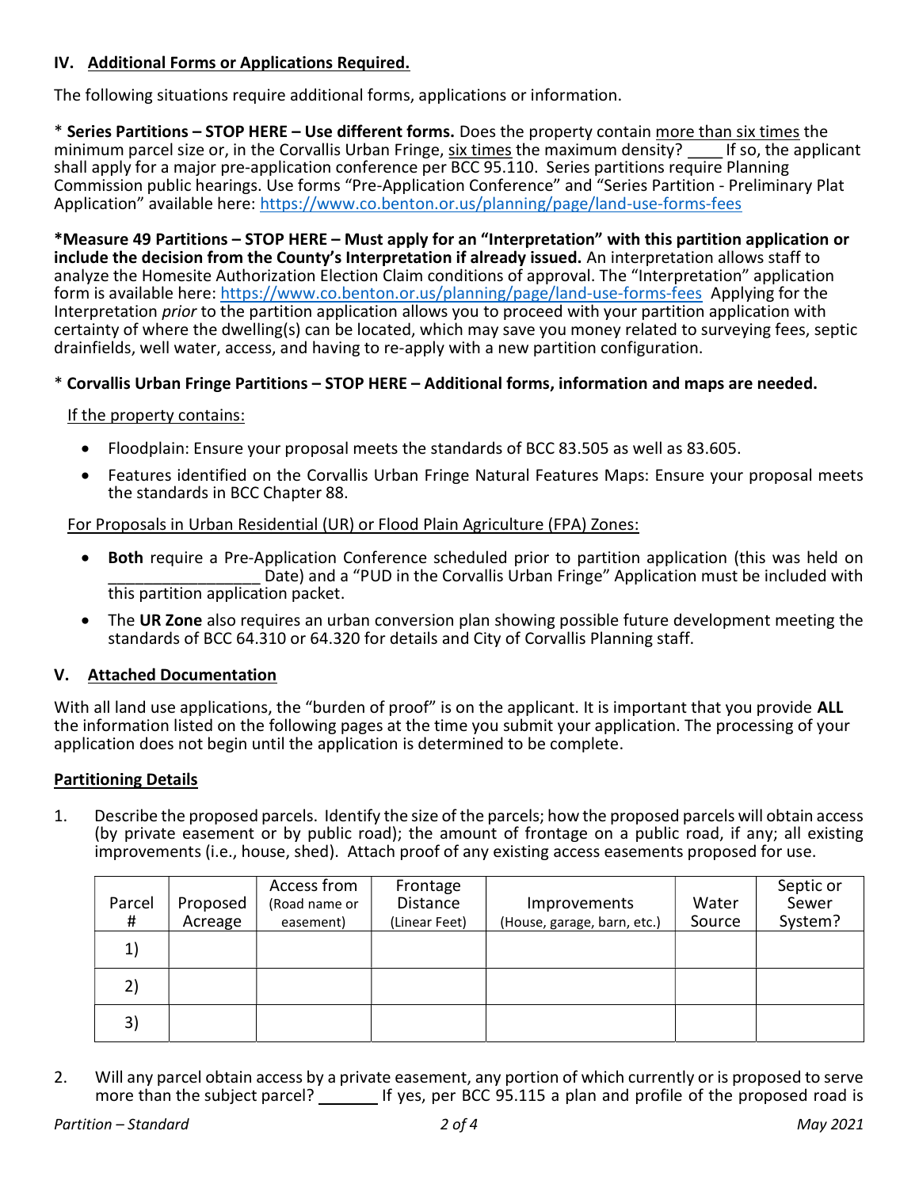## IV. Additional Forms or Applications Required.

The following situations require additional forms, applications or information.

\* **Series Partitions – STOP HERE – Use different forms.** Does the property contain more than six times the minimum parcel size or, in the Corvallis Urban Fringe, six times the maximum density? ____ If so, the applicant shall apply for a major pre-application conference per BCC 95.110. Series partitions require Planning Commission public hearings. Use forms "Pre-Application Conference" and "Series Partition - Preliminary Plat Application" available here: https://www.co.benton.or.us/planning/page/land-use-forms-fees

**\*Measure 49 Partitions – STOP HERE – Must apply for an "Interpretation" with this partition application or include the decision from the County's Interpretation if already issued.** An interpretation allows staff to analyze the Homesite Authorization Election Claim conditions of approval. The "Interpretation" application form is available here: https://www.co.benton.or.us/planning/page/land-use-forms-fees Applying for the Interpretation *prior* to the partition application allows you to proceed with your partition application with certainty of where the dwelling(s) can be located, which may save you money related to surveying fees, septic drainfields, well water, access, and having to re-apply with a new partition configuration.

\* **Corvallis Urban Fringe Partitions – STOP HERE – Additional forms, information and maps are needed.**

If the property contains:

- Floodplain: Ensure your proposal meets the standards of BCC 83.505 as well as 83.605.
- Features identified on the Corvallis Urban Fringe Natural Features Maps: Ensure your proposal meets the standards in BCC Chapter 88.

For Proposals in Urban Residential (UR) or Flood Plain Agriculture (FPA) Zones:

- **Both** require a Pre-Application Conference scheduled prior to partition application (this was held on ________________ Date) and a "PUD in the Corvallis Urban Fringe" Application must be included with this partition application packet.
- The **UR Zone** also requires an urban conversion plan showing possible future development meeting the standards of BCC 64.310 or 64.320 for details and City of Corvallis Planning staff.

## V. Attached Documentation

With all land use applications, the "burden of proof" is on the applicant. It is important that you provide **ALL** the information listed on the following pages at the time you submit your application. The processing of your application does not begin until the application is determined to be complete.

### Partitioning Details

1. Describe the proposed parcels. Identify the size of the parcels; how the proposed parcels will obtain access (by private easement or by public road); the amount of frontage on a public road, if any; all existing improvements (i.e., house, shed). Attach proof of any existing access easements proposed for use.

| Parcel # | Proposed Acreage | Access from (Road name or easement) | Frontage Distance (Linear Feet) | Improvements (House, garage, barn, etc.) | Water Source | Septic or Sewer System? |
|---|---|---|---|---|---|---|
| 1) | | | | | | |
| 2) | | | | | | |
| 3) | | | | | | |

2. Will any parcel obtain access by a private easement, any portion of which currently or is proposed to serve more than the subject parcel? _______ If yes, per BCC 95.115 a plan and profile of the proposed road is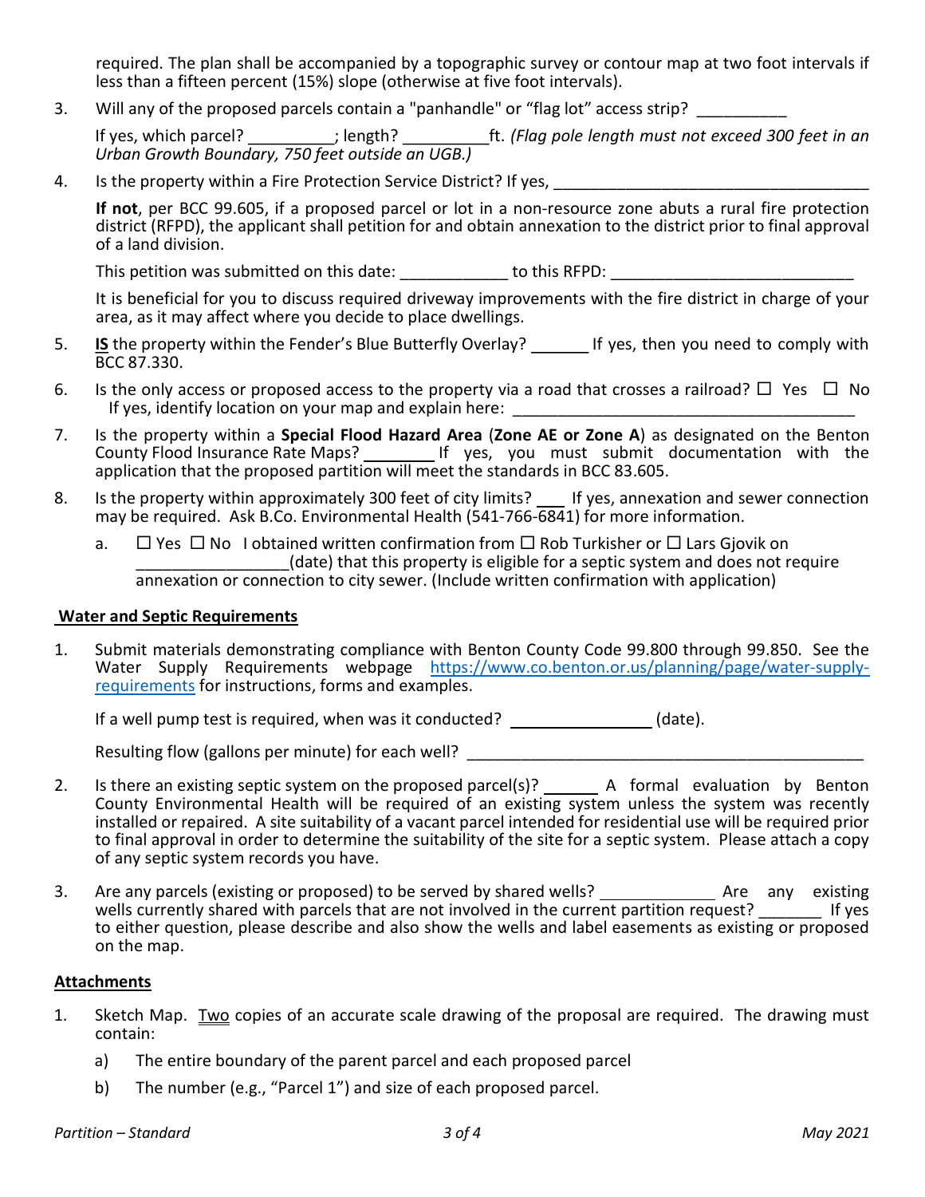required. The plan shall be accompanied by a topographic survey or contour map at two foot intervals if less than a fifteen percent (15%) slope (otherwise at five foot intervals).

3. Will any of the proposed parcels contain a "panhandle" or "flag lot" access strip? __________

   If yes, which parcel? _________; length? _________ft. *(Flag pole length must not exceed 300 feet in an Urban Growth Boundary, 750 feet outside an UGB.)*

4. Is the property within a Fire Protection Service District? If yes, ___________________________________

   **If not**, per BCC 99.605, if a proposed parcel or lot in a non-resource zone abuts a rural fire protection district (RFPD), the applicant shall petition for and obtain annexation to the district prior to final approval of a land division.

   This petition was submitted on this date: ____________ to this RFPD: __________________________

   It is beneficial for you to discuss required driveway improvements with the fire district in charge of your area, as it may affect where you decide to place dwellings.

5. **<u>IS</u>** the property within the Fender's Blue Butterfly Overlay? ______ If yes, then you need to comply with BCC 87.330.

6. Is the only access or proposed access to the property via a road that crosses a railroad? ☐ Yes ☐ No
   If yes, identify location on your map and explain here: ______________________________________

7. Is the property within a **Special Flood Hazard Area** (**Zone AE or Zone A**) as designated on the Benton County Flood Insurance Rate Maps? ________ If yes, you must submit documentation with the application that the proposed partition will meet the standards in BCC 83.605.

8. Is the property within approximately 300 feet of city limits? ___ If yes, annexation and sewer connection may be required. Ask B.Co. Environmental Health (541-766-6841) for more information.

   a. ☐ Yes ☐ No I obtained written confirmation from ☐ Rob Turkisher or ☐ Lars Gjovik on ________________(date) that this property is eligible for a septic system and does not require annexation or connection to city sewer. (Include written confirmation with application)

## Water and Septic Requirements

1. Submit materials demonstrating compliance with Benton County Code 99.800 through 99.850. See the Water Supply Requirements webpage https://www.co.benton.or.us/planning/page/water-supply-requirements for instructions, forms and examples.

   If a well pump test is required, when was it conducted? _______________ (date).

   Resulting flow (gallons per minute) for each well? _____________________________________________

2. Is there an existing septic system on the proposed parcel(s)? ______ A formal evaluation by Benton County Environmental Health will be required of an existing system unless the system was recently installed or repaired. A site suitability of a vacant parcel intended for residential use will be required prior to final approval in order to determine the suitability of the site for a septic system. Please attach a copy of any septic system records you have.

3. Are any parcels (existing or proposed) to be served by shared wells? _____________ Are any existing wells currently shared with parcels that are not involved in the current partition request? _______ If yes to either question, please describe and also show the wells and label easements as existing or proposed on the map.

## Attachments

1. Sketch Map. <u>Two</u> copies of an accurate scale drawing of the proposal are required. The drawing must contain:

   a) The entire boundary of the parent parcel and each proposed parcel

   b) The number (e.g., "Parcel 1") and size of each proposed parcel.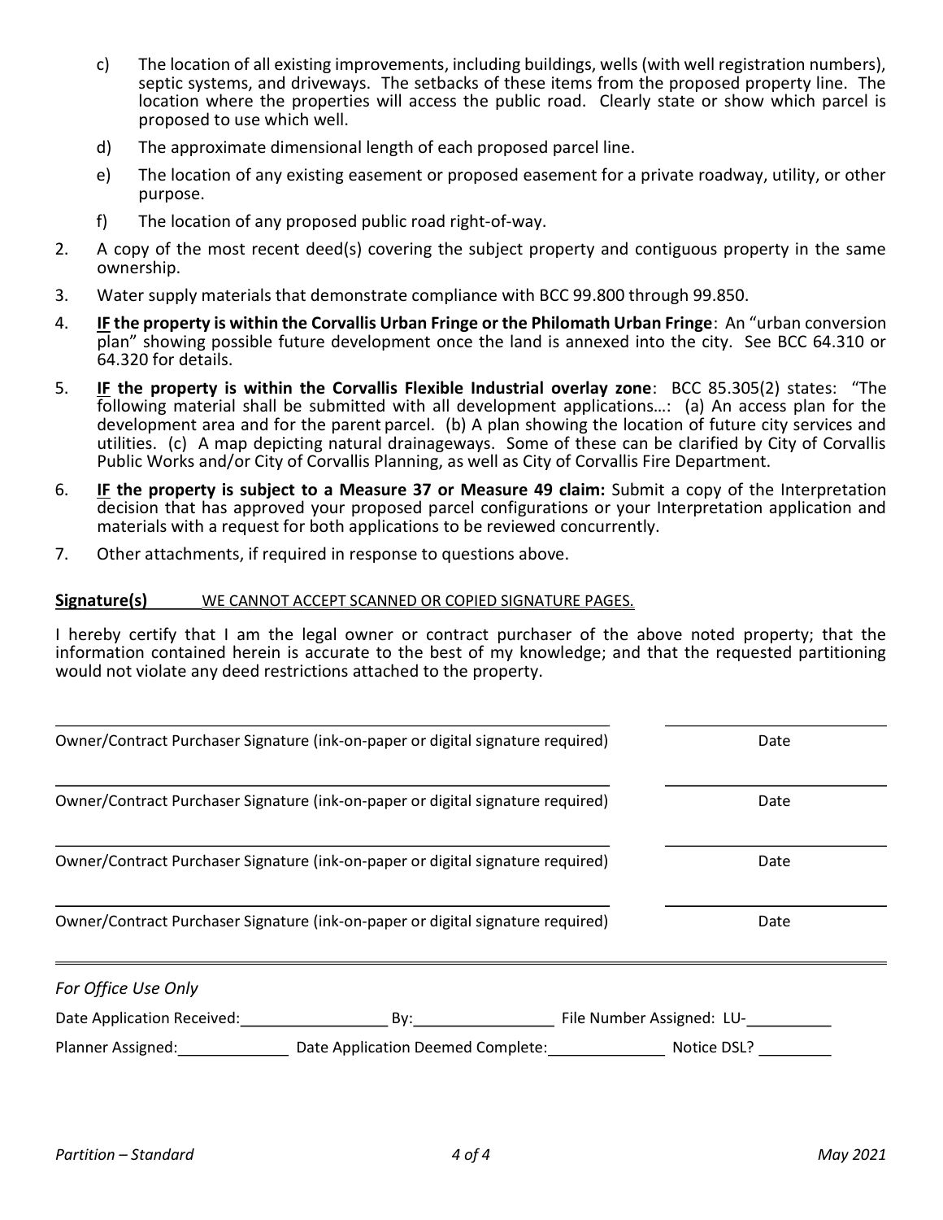c) The location of all existing improvements, including buildings, wells (with well registration numbers), septic systems, and driveways. The setbacks of these items from the proposed property line. The location where the properties will access the public road. Clearly state or show which parcel is proposed to use which well.

d) The approximate dimensional length of each proposed parcel line.

e) The location of any existing easement or proposed easement for a private roadway, utility, or other purpose.

f) The location of any proposed public road right-of-way.

2. A copy of the most recent deed(s) covering the subject property and contiguous property in the same ownership.

3. Water supply materials that demonstrate compliance with BCC 99.800 through 99.850.

4. **IF the property is within the Corvallis Urban Fringe or the Philomath Urban Fringe**: An "urban conversion plan" showing possible future development once the land is annexed into the city. See BCC 64.310 or 64.320 for details.

5. **IF the property is within the Corvallis Flexible Industrial overlay zone**: BCC 85.305(2) states: "The following material shall be submitted with all development applications…: (a) An access plan for the development area and for the parent parcel. (b) A plan showing the location of future city services and utilities. (c) A map depicting natural drainageways. Some of these can be clarified by City of Corvallis Public Works and/or City of Corvallis Planning, as well as City of Corvallis Fire Department.

6. **IF the property is subject to a Measure 37 or Measure 49 claim:** Submit a copy of the Interpretation decision that has approved your proposed parcel configurations or your Interpretation application and materials with a request for both applications to be reviewed concurrently.

7. Other attachments, if required in response to questions above.

**Signature(s)** WE CANNOT ACCEPT SCANNED OR COPIED SIGNATURE PAGES.

I hereby certify that I am the legal owner or contract purchaser of the above noted property; that the information contained herein is accurate to the best of my knowledge; and that the requested partitioning would not violate any deed restrictions attached to the property.

\_\_\_\_\_\_\_\_\_\_\_\_\_\_\_\_\_\_\_\_\_\_\_\_\_\_\_\_\_\_\_\_\_\_\_\_\_\_\_\_\_\_\_\_ \_\_\_\_\_\_\_\_\_\_\_\_\_\_\_\_\_\_\_\_
Owner/Contract Purchaser Signature (ink-on-paper or digital signature required) Date

\_\_\_\_\_\_\_\_\_\_\_\_\_\_\_\_\_\_\_\_\_\_\_\_\_\_\_\_\_\_\_\_\_\_\_\_\_\_\_\_\_\_\_\_ \_\_\_\_\_\_\_\_\_\_\_\_\_\_\_\_\_\_\_\_
Owner/Contract Purchaser Signature (ink-on-paper or digital signature required) Date

\_\_\_\_\_\_\_\_\_\_\_\_\_\_\_\_\_\_\_\_\_\_\_\_\_\_\_\_\_\_\_\_\_\_\_\_\_\_\_\_\_\_\_\_ \_\_\_\_\_\_\_\_\_\_\_\_\_\_\_\_\_\_\_\_
Owner/Contract Purchaser Signature (ink-on-paper or digital signature required) Date

\_\_\_\_\_\_\_\_\_\_\_\_\_\_\_\_\_\_\_\_\_\_\_\_\_\_\_\_\_\_\_\_\_\_\_\_\_\_\_\_\_\_\_\_ \_\_\_\_\_\_\_\_\_\_\_\_\_\_\_\_\_\_\_\_
Owner/Contract Purchaser Signature (ink-on-paper or digital signature required) Date

*For Office Use Only*

Date Application Received:\_\_\_\_\_\_\_\_\_\_\_\_ By:\_\_\_\_\_\_\_\_\_\_\_\_ File Number Assigned: LU-\_\_\_\_\_\_\_\_

Planner Assigned:\_\_\_\_\_\_\_\_\_\_ Date Application Deemed Complete:\_\_\_\_\_\_\_\_\_\_ Notice DSL? \_\_\_\_\_\_\_